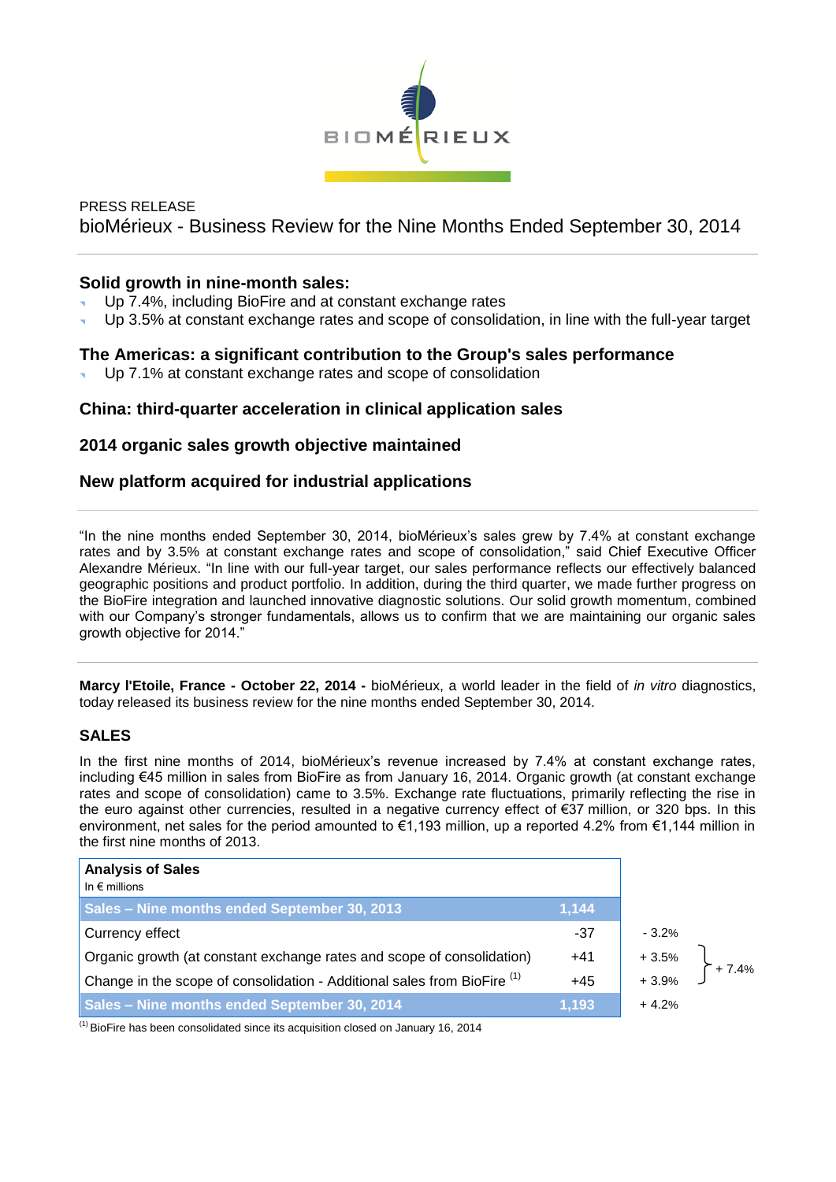PRESS RELEASE

bioMérieux - Business Review for the Nine Months Ended September 30, 2014

### Solid growth in nine-month sales:

- Up 7.4%, including BioFire and at constant exchange rates
- Up 3.5% at constant exchange rates and scope of consolidation, in line with the full-year target

### The Americas: a significant contribution to the Group's sales performance

- Up 7.1% at constant exchange rates and scope of consolidation

### China: third-quarter acceleration in clinical application sales

### 2014 organic sales growth objective maintained

### New platform acquired for industrial applications

"In the nine months ended September 30, 2014, bioMérieux's sales grew by 7.4% at constant exchange rates and by 3.5% at constant exchange rates and scope of consolidation," said Chief Executive Officer Alexandre Mérieux. "In line with our full-year target, our sales performance reflects our effectively balanced geographic positions and product portfolio. In addition, during the third quarter, we made further progress on the BioFire integration and launched innovative diagnostic solutions. Our solid growth momentum, combined with our Company's stronger fundamentals, allows us to confirm that we are maintaining our organic sales growth objective for 2014."

**Marcy l'Etoile, France - October 22, 2014 -** bioMérieux, a world leader in the field of *in vitro* diagnostics, today released its business review for the nine months ended September 30, 2014.

## SALES

In the first nine months of 2014, bioMérieux's revenue increased by 7.4% at constant exchange rates, including €45 million in sales from BioFire as from January 16, 2014. Organic growth (at constant exchange rates and scope of consolidation) came to 3.5%. Exchange rate fluctuations, primarily reflecting the rise in the euro against other currencies, resulted in a negative currency effect of €37 million, or 320 bps. In this environment, net sales for the period amounted to €1,193 million, up a reported 4.2% from €1,144 million in the first nine months of 2013.

| **Analysis of Sales** In € millions | | | |
|---|---|---|---|
| **Sales – Nine months ended September 30, 2013** | **1,144** | | |
| Currency effect | -37 | - 3.2% | |
| Organic growth (at constant exchange rates and scope of consolidation) | +41 | + 3.5% | + 7.4% |
| Change in the scope of consolidation - Additional sales from BioFire [(1)] | +45 | + 3.9% | |
| **Sales – Nine months ended September 30, 2014** | **1,193** | + 4.2% | |

[(1)] BioFire has been consolidated since its acquisition closed on January 16, 2014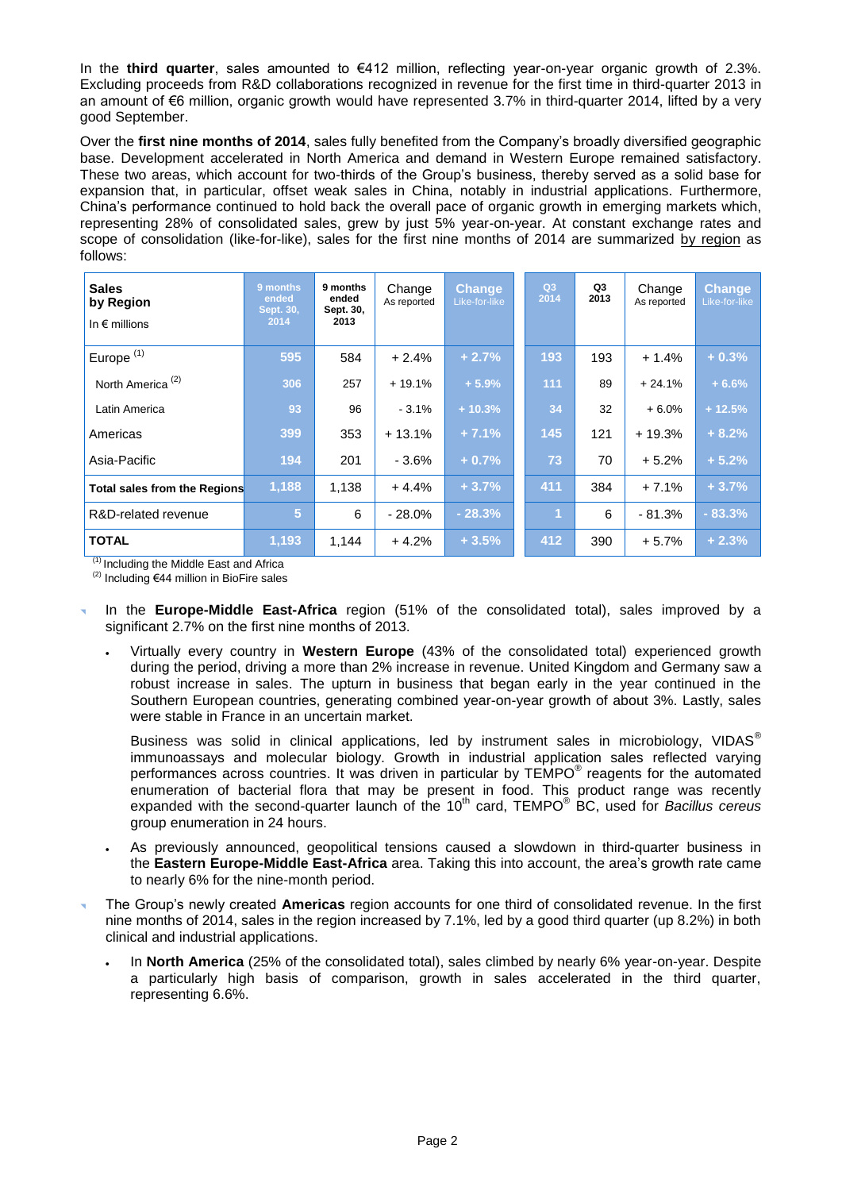In the **third quarter**, sales amounted to €412 million, reflecting year-on-year organic growth of 2.3%. Excluding proceeds from R&D collaborations recognized in revenue for the first time in third-quarter 2013 in an amount of €6 million, organic growth would have represented 3.7% in third-quarter 2014, lifted by a very good September.

Over the **first nine months of 2014**, sales fully benefited from the Company's broadly diversified geographic base. Development accelerated in North America and demand in Western Europe remained satisfactory. These two areas, which account for two-thirds of the Group's business, thereby served as a solid base for expansion that, in particular, offset weak sales in China, notably in industrial applications. Furthermore, China's performance continued to hold back the overall pace of organic growth in emerging markets which, representing 28% of consolidated sales, grew by just 5% year-on-year. At constant exchange rates and scope of consolidation (like-for-like), sales for the first nine months of 2014 are summarized by region as follows:

| Sales by Region In € millions | 9 months ended Sept. 30, 2014 | 9 months ended Sept. 30, 2013 | Change As reported | Change Like-for-like | Q3 2014 | Q3 2013 | Change As reported | Change Like-for-like |
|---|---|---|---|---|---|---|---|---|
| Europe [(1)] | 595 | 584 | + 2.4% | + 2.7% | 193 | 193 | + 1.4% | + 0.3% |
| North America [(2)] | 306 | 257 | + 19.1% | + 5.9% | 111 | 89 | + 24.1% | + 6.6% |
| Latin America | 93 | 96 | - 3.1% | + 10.3% | 34 | 32 | + 6.0% | + 12.5% |
| Americas | 399 | 353 | + 13.1% | + 7.1% | 145 | 121 | + 19.3% | + 8.2% |
| Asia-Pacific | 194 | 201 | - 3.6% | + 0.7% | 73 | 70 | + 5.2% | + 5.2% |
| **Total sales from the Regions** | 1,188 | 1,138 | + 4.4% | + 3.7% | 411 | 384 | + 7.1% | + 3.7% |
| R&D-related revenue | 5 | 6 | - 28.0% | - 28.3% | 1 | 6 | - 81.3% | - 83.3% |
| **TOTAL** | 1,193 | 1,144 | + 4.2% | + 3.5% | 412 | 390 | + 5.7% | + 2.3% |

(1) Including the Middle East and Africa
(2) Including €44 million in BioFire sales

- In the **Europe-Middle East-Africa** region (51% of the consolidated total), sales improved by a significant 2.7% on the first nine months of 2013.
  - Virtually every country in **Western Europe** (43% of the consolidated total) experienced growth during the period, driving a more than 2% increase in revenue. United Kingdom and Germany saw a robust increase in sales. The upturn in business that began early in the year continued in the Southern European countries, generating combined year-on-year growth of about 3%. Lastly, sales were stable in France in an uncertain market.

    Business was solid in clinical applications, led by instrument sales in microbiology, VIDAS® immunoassays and molecular biology. Growth in industrial application sales reflected varying performances across countries. It was driven in particular by TEMPO® reagents for the automated enumeration of bacterial flora that may be present in food. This product range was recently expanded with the second-quarter launch of the 10th card, TEMPO® BC, used for *Bacillus cereus* group enumeration in 24 hours.
  - As previously announced, geopolitical tensions caused a slowdown in third-quarter business in the **Eastern Europe-Middle East-Africa** area. Taking this into account, the area's growth rate came to nearly 6% for the nine-month period.
- The Group's newly created **Americas** region accounts for one third of consolidated revenue. In the first nine months of 2014, sales in the region increased by 7.1%, led by a good third quarter (up 8.2%) in both clinical and industrial applications.
  - In **North America** (25% of the consolidated total), sales climbed by nearly 6% year-on-year. Despite a particularly high basis of comparison, growth in sales accelerated in the third quarter, representing 6.6%.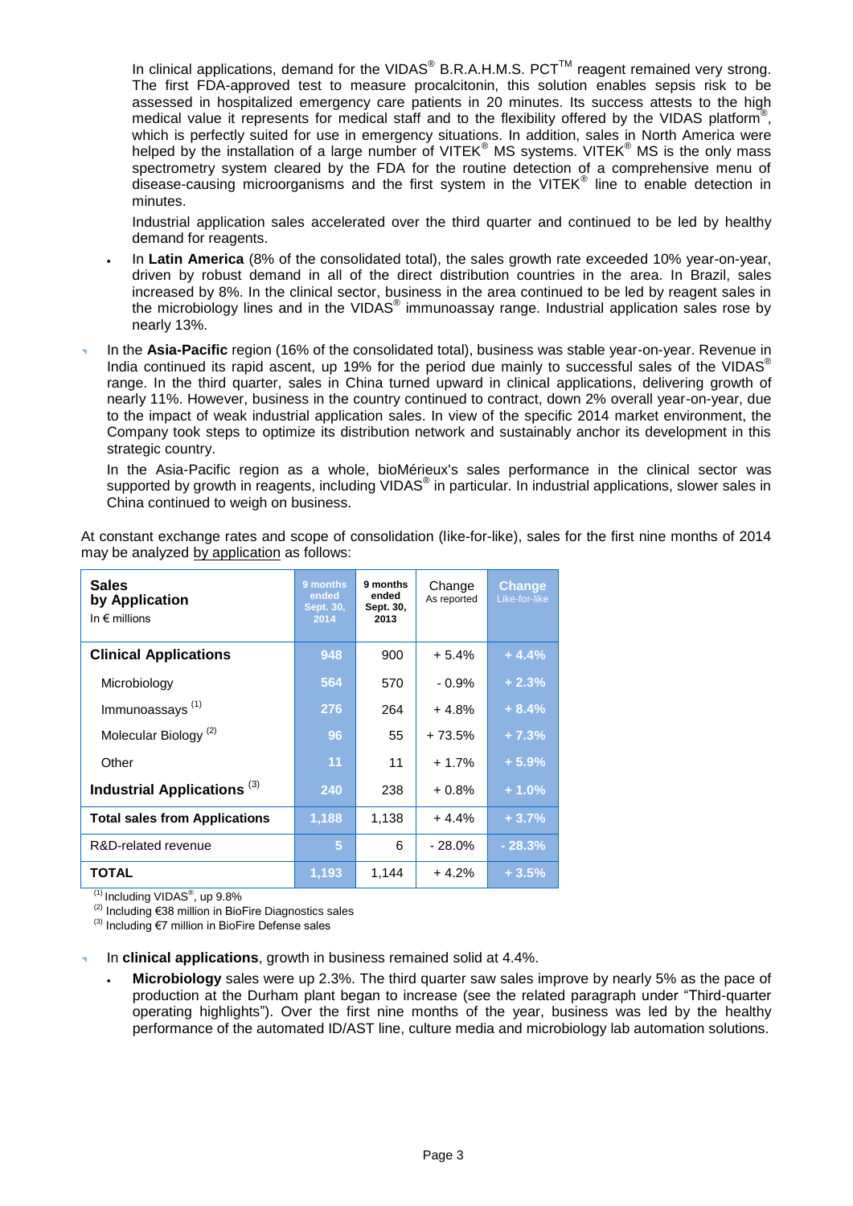In clinical applications, demand for the VIDAS® B.R.A.H.M.S. PCT™ reagent remained very strong. The first FDA-approved test to measure procalcitonin, this solution enables sepsis risk to be assessed in hospitalized emergency care patients in 20 minutes. Its success attests to the high medical value it represents for medical staff and to the flexibility offered by the VIDAS platform®, which is perfectly suited for use in emergency situations. In addition, sales in North America were helped by the installation of a large number of VITEK® MS systems. VITEK® MS is the only mass spectrometry system cleared by the FDA for the routine detection of a comprehensive menu of disease-causing microorganisms and the first system in the VITEK® line to enable detection in minutes.

Industrial application sales accelerated over the third quarter and continued to be led by healthy demand for reagents.

- In **Latin America** (8% of the consolidated total), the sales growth rate exceeded 10% year-on-year, driven by robust demand in all of the direct distribution countries in the area. In Brazil, sales increased by 8%. In the clinical sector, business in the area continued to be led by reagent sales in the microbiology lines and in the VIDAS® immunoassay range. Industrial application sales rose by nearly 13%.

- In the **Asia-Pacific** region (16% of the consolidated total), business was stable year-on-year. Revenue in India continued its rapid ascent, up 19% for the period due mainly to successful sales of the VIDAS® range. In the third quarter, sales in China turned upward in clinical applications, delivering growth of nearly 11%. However, business in the country continued to contract, down 2% overall year-on-year, due to the impact of weak industrial application sales. In view of the specific 2014 market environment, the Company took steps to optimize its distribution network and sustainably anchor its development in this strategic country.

  In the Asia-Pacific region as a whole, bioMérieux's sales performance in the clinical sector was supported by growth in reagents, including VIDAS® in particular. In industrial applications, slower sales in China continued to weigh on business.

At constant exchange rates and scope of consolidation (like-for-like), sales for the first nine months of 2014 may be analyzed by application as follows:

| **Sales by Application** In € millions | 9 months ended Sept. 30, 2014 | 9 months ended Sept. 30, 2013 | Change As reported | Change Like-for-like |
|---|---|---|---|---|
| **Clinical Applications** | 948 | 900 | + 5.4% | + 4.4% |
| Microbiology | 564 | 570 | - 0.9% | + 2.3% |
| Immunoassays [(1)] | 276 | 264 | + 4.8% | + 8.4% |
| Molecular Biology [(2)] | 96 | 55 | + 73.5% | + 7.3% |
| Other | 11 | 11 | + 1.7% | + 5.9% |
| **Industrial Applications** [(3)] | 240 | 238 | + 0.8% | + 1.0% |
| **Total sales from Applications** | 1,188 | 1,138 | + 4.4% | + 3.7% |
| R&D-related revenue | 5 | 6 | - 28.0% | - 28.3% |
| **TOTAL** | 1,193 | 1,144 | + 4.2% | + 3.5% |

(1) Including VIDAS®, up 9.8%

(2) Including €38 million in BioFire Diagnostics sales

(3) Including €7 million in BioFire Defense sales

- In **clinical applications**, growth in business remained solid at 4.4%.
  - **Microbiology** sales were up 2.3%. The third quarter saw sales improve by nearly 5% as the pace of production at the Durham plant began to increase (see the related paragraph under "Third-quarter operating highlights"). Over the first nine months of the year, business was led by the healthy performance of the automated ID/AST line, culture media and microbiology lab automation solutions.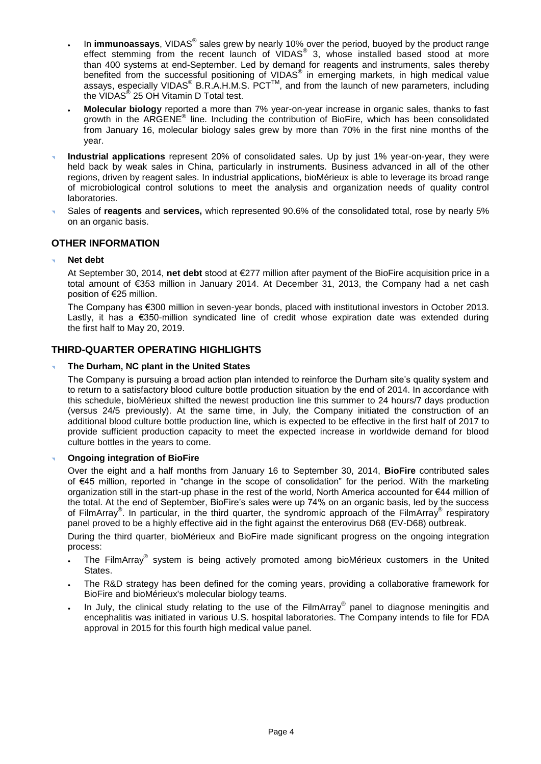- In **immunoassays**, VIDAS® sales grew by nearly 10% over the period, buoyed by the product range effect stemming from the recent launch of VIDAS® 3, whose installed based stood at more than 400 systems at end-September. Led by demand for reagents and instruments, sales thereby benefited from the successful positioning of VIDAS® in emerging markets, in high medical value assays, especially VIDAS® B.R.A.H.M.S. PCT™, and from the launch of new parameters, including the VIDAS® 25 OH Vitamin D Total test.
- **Molecular biology** reported a more than 7% year-on-year increase in organic sales, thanks to fast growth in the ARGENE® line. Including the contribution of BioFire, which has been consolidated from January 16, molecular biology sales grew by more than 70% in the first nine months of the year.

- **Industrial applications** represent 20% of consolidated sales. Up by just 1% year-on-year, they were held back by weak sales in China, particularly in instruments. Business advanced in all of the other regions, driven by reagent sales. In industrial applications, bioMérieux is able to leverage its broad range of microbiological control solutions to meet the analysis and organization needs of quality control laboratories.
- Sales of **reagents** and **services,** which represented 90.6% of the consolidated total, rose by nearly 5% on an organic basis.

## OTHER INFORMATION

- **Net debt**

  At September 30, 2014, **net debt** stood at €277 million after payment of the BioFire acquisition price in a total amount of €353 million in January 2014. At December 31, 2013, the Company had a net cash position of €25 million.

  The Company has €300 million in seven-year bonds, placed with institutional investors in October 2013. Lastly, it has a €350-million syndicated line of credit whose expiration date was extended during the first half to May 20, 2019.

## THIRD-QUARTER OPERATING HIGHLIGHTS

- **The Durham, NC plant in the United States**

  The Company is pursuing a broad action plan intended to reinforce the Durham site's quality system and to return to a satisfactory blood culture bottle production situation by the end of 2014. In accordance with this schedule, bioMérieux shifted the newest production line this summer to 24 hours/7 days production (versus 24/5 previously). At the same time, in July, the Company initiated the construction of an additional blood culture bottle production line, which is expected to be effective in the first half of 2017 to provide sufficient production capacity to meet the expected increase in worldwide demand for blood culture bottles in the years to come.

- **Ongoing integration of BioFire**

  Over the eight and a half months from January 16 to September 30, 2014, **BioFire** contributed sales of €45 million, reported in "change in the scope of consolidation" for the period. With the marketing organization still in the start-up phase in the rest of the world, North America accounted for €44 million of the total. At the end of September, BioFire's sales were up 74% on an organic basis, led by the success of FilmArray®. In particular, in the third quarter, the syndromic approach of the FilmArray® respiratory panel proved to be a highly effective aid in the fight against the enterovirus D68 (EV-D68) outbreak.

  During the third quarter, bioMérieux and BioFire made significant progress on the ongoing integration process:

  - The FilmArray® system is being actively promoted among bioMérieux customers in the United States.
  - The R&D strategy has been defined for the coming years, providing a collaborative framework for BioFire and bioMérieux's molecular biology teams.
  - In July, the clinical study relating to the use of the FilmArray® panel to diagnose meningitis and encephalitis was initiated in various U.S. hospital laboratories. The Company intends to file for FDA approval in 2015 for this fourth high medical value panel.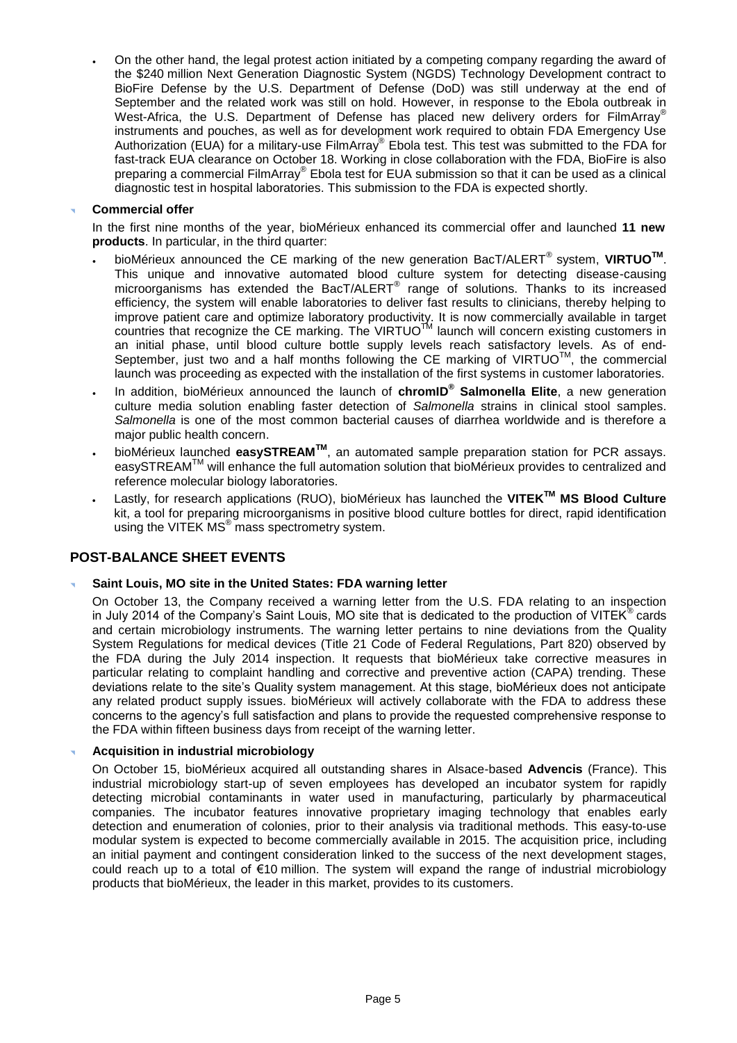- On the other hand, the legal protest action initiated by a competing company regarding the award of the $240 million Next Generation Diagnostic System (NGDS) Technology Development contract to BioFire Defense by the U.S. Department of Defense (DoD) was still underway at the end of September and the related work was still on hold. However, in response to the Ebola outbreak in West-Africa, the U.S. Department of Defense has placed new delivery orders for FilmArray® instruments and pouches, as well as for development work required to obtain FDA Emergency Use Authorization (EUA) for a military-use FilmArray® Ebola test. This test was submitted to the FDA for fast-track EUA clearance on October 18. Working in close collaboration with the FDA, BioFire is also preparing a commercial FilmArray® Ebola test for EUA submission so that it can be used as a clinical diagnostic test in hospital laboratories. This submission to the FDA is expected shortly.

- **Commercial offer**

  In the first nine months of the year, bioMérieux enhanced its commercial offer and launched **11 new products**. In particular, in the third quarter:

  - bioMérieux announced the CE marking of the new generation BacT/ALERT® system, **VIRTUO™**. This unique and innovative automated blood culture system for detecting disease-causing microorganisms has extended the BacT/ALERT® range of solutions. Thanks to its increased efficiency, the system will enable laboratories to deliver fast results to clinicians, thereby helping to improve patient care and optimize laboratory productivity. It is now commercially available in target countries that recognize the CE marking. The VIRTUO™ launch will concern existing customers in an initial phase, until blood culture bottle supply levels reach satisfactory levels. As of end-September, just two and a half months following the CE marking of VIRTUO™, the commercial launch was proceeding as expected with the installation of the first systems in customer laboratories.
  - In addition, bioMérieux announced the launch of **chromID® Salmonella Elite**, a new generation culture media solution enabling faster detection of *Salmonella* strains in clinical stool samples. *Salmonella* is one of the most common bacterial causes of diarrhea worldwide and is therefore a major public health concern.
  - bioMérieux launched **easySTREAM™**, an automated sample preparation station for PCR assays. easySTREAM™ will enhance the full automation solution that bioMérieux provides to centralized and reference molecular biology laboratories.
  - Lastly, for research applications (RUO), bioMérieux has launched the **VITEK™ MS Blood Culture** kit, a tool for preparing microorganisms in positive blood culture bottles for direct, rapid identification using the VITEK MS® mass spectrometry system.

## POST-BALANCE SHEET EVENTS

- **Saint Louis, MO site in the United States: FDA warning letter**

  On October 13, the Company received a warning letter from the U.S. FDA relating to an inspection in July 2014 of the Company's Saint Louis, MO site that is dedicated to the production of VITEK® cards and certain microbiology instruments. The warning letter pertains to nine deviations from the Quality System Regulations for medical devices (Title 21 Code of Federal Regulations, Part 820) observed by the FDA during the July 2014 inspection. It requests that bioMérieux take corrective measures in particular relating to complaint handling and corrective and preventive action (CAPA) trending. These deviations relate to the site's Quality system management. At this stage, bioMérieux does not anticipate any related product supply issues. bioMérieux will actively collaborate with the FDA to address these concerns to the agency's full satisfaction and plans to provide the requested comprehensive response to the FDA within fifteen business days from receipt of the warning letter.

- **Acquisition in industrial microbiology**

  On October 15, bioMérieux acquired all outstanding shares in Alsace-based **Advencis** (France). This industrial microbiology start-up of seven employees has developed an incubator system for rapidly detecting microbial contaminants in water used in manufacturing, particularly by pharmaceutical companies. The incubator features innovative proprietary imaging technology that enables early detection and enumeration of colonies, prior to their analysis via traditional methods. This easy-to-use modular system is expected to become commercially available in 2015. The acquisition price, including an initial payment and contingent consideration linked to the success of the next development stages, could reach up to a total of €10 million. The system will expand the range of industrial microbiology products that bioMérieux, the leader in this market, provides to its customers.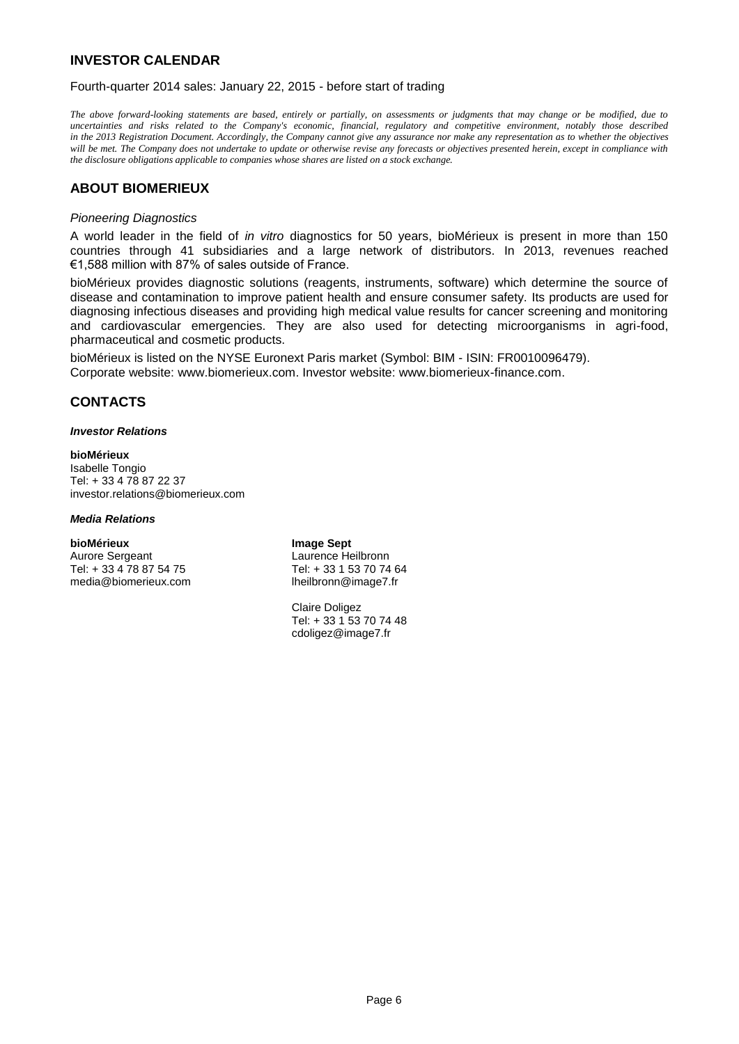## INVESTOR CALENDAR

Fourth-quarter 2014 sales: January 22, 2015 - before start of trading

*The above forward-looking statements are based, entirely or partially, on assessments or judgments that may change or be modified, due to uncertainties and risks related to the Company's economic, financial, regulatory and competitive environment, notably those described in the 2013 Registration Document. Accordingly, the Company cannot give any assurance nor make any representation as to whether the objectives will be met. The Company does not undertake to update or otherwise revise any forecasts or objectives presented herein, except in compliance with the disclosure obligations applicable to companies whose shares are listed on a stock exchange.*

## ABOUT BIOMERIEUX

*Pioneering Diagnostics*

A world leader in the field of *in vitro* diagnostics for 50 years, bioMérieux is present in more than 150 countries through 41 subsidiaries and a large network of distributors. In 2013, revenues reached €1,588 million with 87% of sales outside of France.

bioMérieux provides diagnostic solutions (reagents, instruments, software) which determine the source of disease and contamination to improve patient health and ensure consumer safety. Its products are used for diagnosing infectious diseases and providing high medical value results for cancer screening and monitoring and cardiovascular emergencies. They are also used for detecting microorganisms in agri-food, pharmaceutical and cosmetic products.

bioMérieux is listed on the NYSE Euronext Paris market (Symbol: BIM - ISIN: FR0010096479).
Corporate website: www.biomerieux.com. Investor website: www.biomerieux-finance.com.

## CONTACTS

***Investor Relations***

**bioMérieux**
Isabelle Tongio
Tel: + 33 4 78 87 22 37
investor.relations@biomerieux.com

***Media Relations***

**bioMérieux**
Aurore Sergeant
Tel: + 33 4 78 87 54 75
media@biomerieux.com

**Image Sept**
Laurence Heilbronn
Tel: + 33 1 53 70 74 64
lheilbronn@image7.fr

Claire Doligez
Tel: + 33 1 53 70 74 48
cdoligez@image7.fr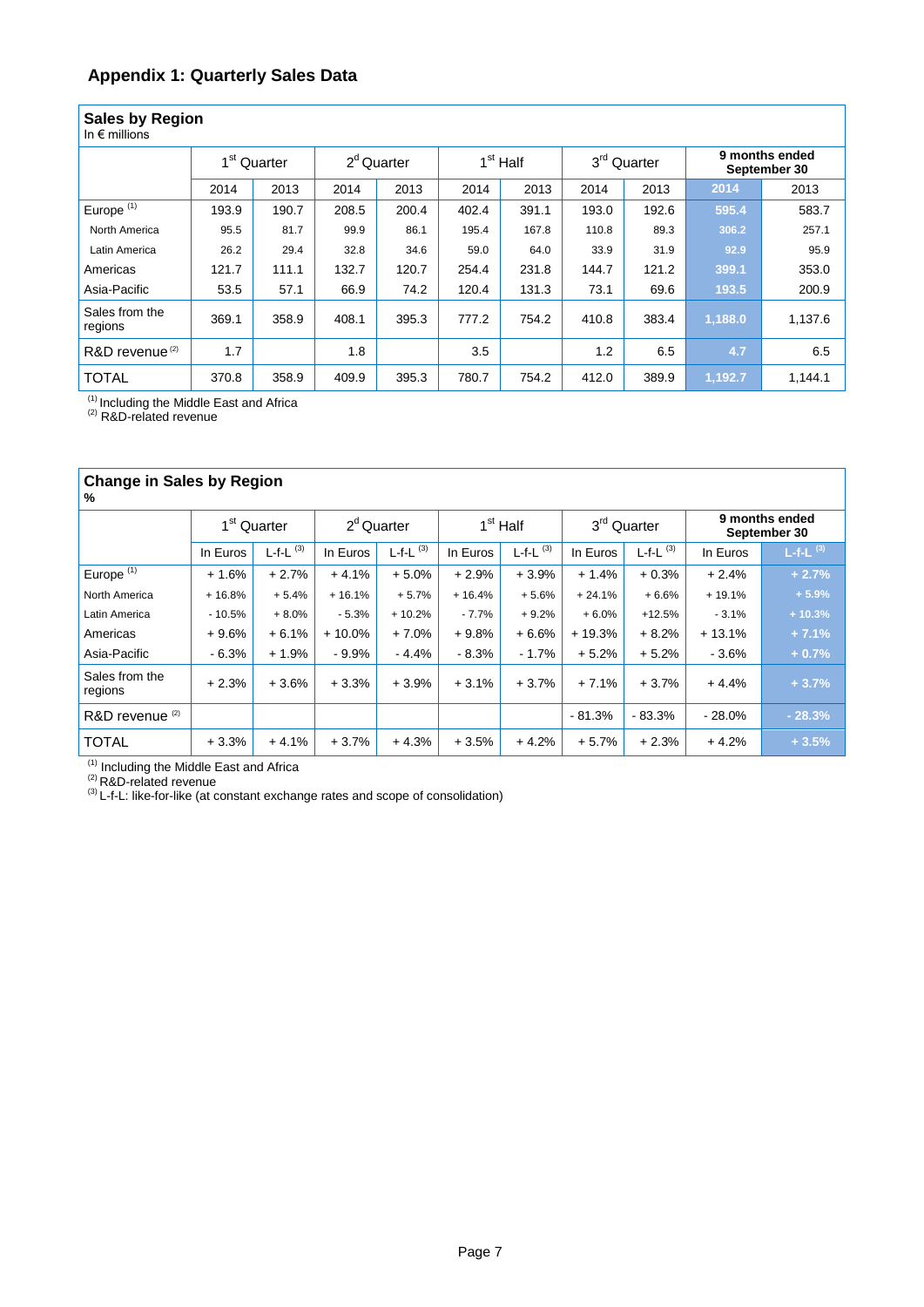## Appendix 1: Quarterly Sales Data

**Sales by Region**
In € millions

| | 1st Quarter | | 2d Quarter | | 1st Half | | 3rd Quarter | | 9 months ended September 30 | |
|---|---|---|---|---|---|---|---|---|---|---|
| | 2014 | 2013 | 2014 | 2013 | 2014 | 2013 | 2014 | 2013 | 2014 | 2013 |
| Europe [1] | 193.9 | 190.7 | 208.5 | 200.4 | 402.4 | 391.1 | 193.0 | 192.6 | 595.4 | 583.7 |
| North America | 95.5 | 81.7 | 99.9 | 86.1 | 195.4 | 167.8 | 110.8 | 89.3 | 306.2 | 257.1 |
| Latin America | 26.2 | 29.4 | 32.8 | 34.6 | 59.0 | 64.0 | 33.9 | 31.9 | 92.9 | 95.9 |
| Americas | 121.7 | 111.1 | 132.7 | 120.7 | 254.4 | 231.8 | 144.7 | 121.2 | 399.1 | 353.0 |
| Asia-Pacific | 53.5 | 57.1 | 66.9 | 74.2 | 120.4 | 131.3 | 73.1 | 69.6 | 193.5 | 200.9 |
| Sales from the regions | 369.1 | 358.9 | 408.1 | 395.3 | 777.2 | 754.2 | 410.8 | 383.4 | 1,188.0 | 1,137.6 |
| R&D revenue [2] | 1.7 | | 1.8 | | 3.5 | | 1.2 | 6.5 | 4.7 | 6.5 |
| TOTAL | 370.8 | 358.9 | 409.9 | 395.3 | 780.7 | 754.2 | 412.0 | 389.9 | 1,192.7 | 1,144.1 |

[1] Including the Middle East and Africa
[2] R&D-related revenue

**Change in Sales by Region**
%

| | 1st Quarter | | 2d Quarter | | 1st Half | | 3rd Quarter | | 9 months ended September 30 | |
|---|---|---|---|---|---|---|---|---|---|---|
| | In Euros | L-f-L [3] | In Euros | L-f-L [3] | In Euros | L-f-L [3] | In Euros | L-f-L [3] | In Euros | L-f-L [3] |
| Europe [1] | + 1.6% | + 2.7% | + 4.1% | + 5.0% | + 2.9% | + 3.9% | + 1.4% | + 0.3% | + 2.4% | + 2.7% |
| North America | + 16.8% | + 5.4% | + 16.1% | + 5.7% | + 16.4% | + 5.6% | + 24.1% | + 6.6% | + 19.1% | + 5.9% |
| Latin America | - 10.5% | + 8.0% | - 5.3% | + 10.2% | - 7.7% | + 9.2% | + 6.0% | +12.5% | - 3.1% | + 10.3% |
| Americas | + 9.6% | + 6.1% | + 10.0% | + 7.0% | + 9.8% | + 6.6% | + 19.3% | + 8.2% | + 13.1% | + 7.1% |
| Asia-Pacific | - 6.3% | + 1.9% | - 9.9% | - 4.4% | - 8.3% | - 1.7% | + 5.2% | + 5.2% | - 3.6% | + 0.7% |
| Sales from the regions | + 2.3% | + 3.6% | + 3.3% | + 3.9% | + 3.1% | + 3.7% | + 7.1% | + 3.7% | + 4.4% | + 3.7% |
| R&D revenue [2] | | | | | | | - 81.3% | - 83.3% | - 28.0% | - 28.3% |
| TOTAL | + 3.3% | + 4.1% | + 3.7% | + 4.3% | + 3.5% | + 4.2% | + 5.7% | + 2.3% | + 4.2% | + 3.5% |

[1] Including the Middle East and Africa
[2] R&D-related revenue
[3] L-f-L: like-for-like (at constant exchange rates and scope of consolidation)